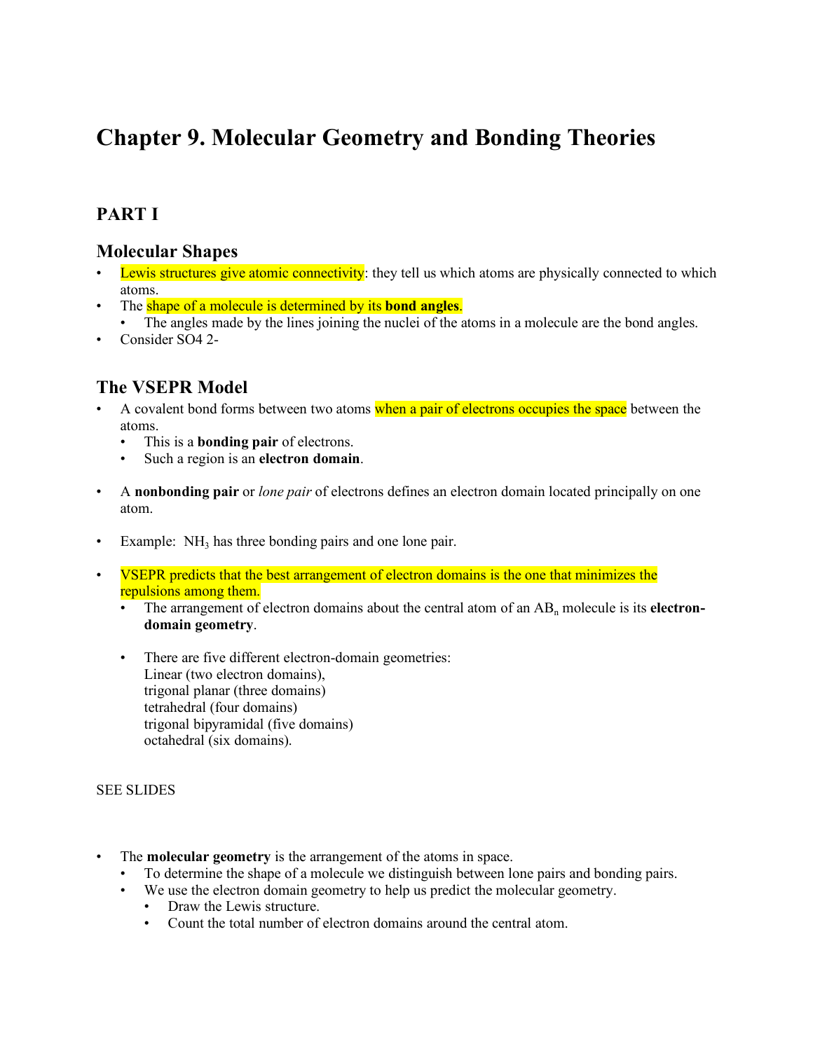# Chapter 9. Molecular Geometry and Bonding Theories

## PART I

### Molecular Shapes

- Lewis structures give atomic connectivity: they tell us which atoms are physically connected to which atoms.
- The shape of a molecule is determined by its **bond angles**.
  - The angles made by the lines joining the nuclei of the atoms in a molecule are the bond angles.
- Consider SO4 2-

### The VSEPR Model

- A covalent bond forms between two atoms when a pair of electrons occupies the space between the atoms.
  - This is a **bonding pair** of electrons.
  - Such a region is an **electron domain**.

- A **nonbonding pair** or *lone pair* of electrons defines an electron domain located principally on one atom.

- Example: $NH_3$ has three bonding pairs and one lone pair.

- VSEPR predicts that the best arrangement of electron domains is the one that minimizes the repulsions among them.
  - The arrangement of electron domains about the central atom of an $AB_n$ molecule is its **electron-domain geometry**.

  - There are five different electron-domain geometries:
    Linear (two electron domains),
    trigonal planar (three domains)
    tetrahedral (four domains)
    trigonal bipyramidal (five domains)
    octahedral (six domains).

SEE SLIDES

- The **molecular geometry** is the arrangement of the atoms in space.
  - To determine the shape of a molecule we distinguish between lone pairs and bonding pairs.
  - We use the electron domain geometry to help us predict the molecular geometry.
    - Draw the Lewis structure.
    - Count the total number of electron domains around the central atom.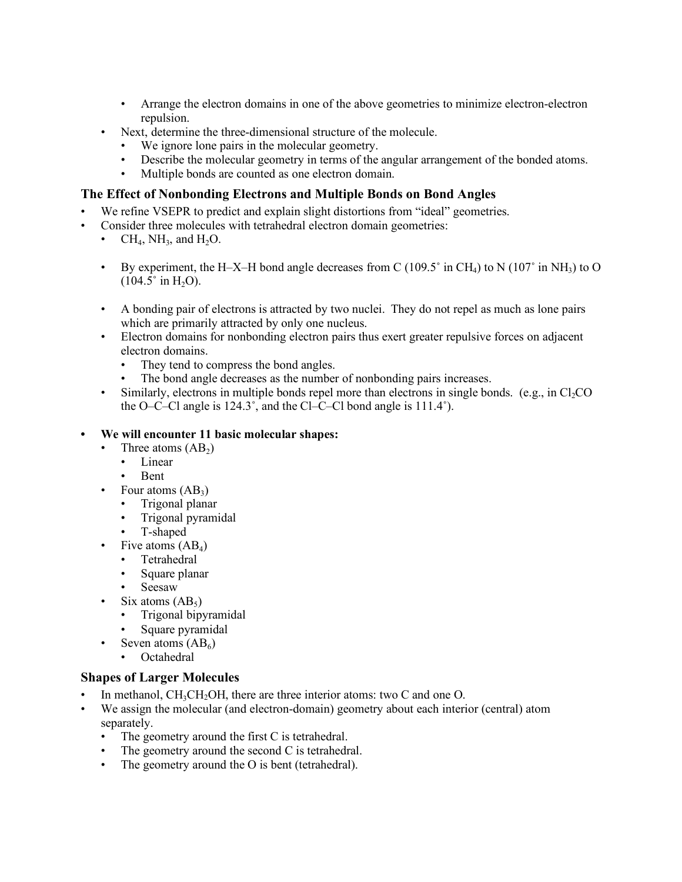- Arrange the electron domains in one of the above geometries to minimize electron-electron repulsion.
- Next, determine the three-dimensional structure of the molecule.
  - We ignore lone pairs in the molecular geometry.
  - Describe the molecular geometry in terms of the angular arrangement of the bonded atoms.
  - Multiple bonds are counted as one electron domain.

### The Effect of Nonbonding Electrons and Multiple Bonds on Bond Angles

- We refine VSEPR to predict and explain slight distortions from "ideal" geometries.
- Consider three molecules with tetrahedral electron domain geometries:
  - $CH_4$, $NH_3$, and $H_2O$.

  - By experiment, the H–X–H bond angle decreases from C (109.5˚ in $CH_4$) to N (107˚ in $NH_3$) to O (104.5˚ in $H_2O$).

  - A bonding pair of electrons is attracted by two nuclei. They do not repel as much as lone pairs which are primarily attracted by only one nucleus.
  - Electron domains for nonbonding electron pairs thus exert greater repulsive forces on adjacent electron domains.
    - They tend to compress the bond angles.
    - The bond angle decreases as the number of nonbonding pairs increases.
  - Similarly, electrons in multiple bonds repel more than electrons in single bonds. (e.g., in $Cl_2CO$ the O–C–Cl angle is 124.3˚, and the Cl–C–Cl bond angle is 111.4˚).

- **We will encounter 11 basic molecular shapes:**
  - Three atoms ($AB_2$)
    - Linear
    - Bent
  - Four atoms ($AB_3$)
    - Trigonal planar
    - Trigonal pyramidal
    - T-shaped
  - Five atoms ($AB_4$)
    - Tetrahedral
    - Square planar
    - Seesaw
  - Six atoms ($AB_5$)
    - Trigonal bipyramidal
    - Square pyramidal
  - Seven atoms ($AB_6$)
    - Octahedral

### Shapes of Larger Molecules

- In methanol, $CH_3CH_2OH$, there are three interior atoms: two C and one O.
- We assign the molecular (and electron-domain) geometry about each interior (central) atom separately.
  - The geometry around the first C is tetrahedral.
  - The geometry around the second C is tetrahedral.
  - The geometry around the O is bent (tetrahedral).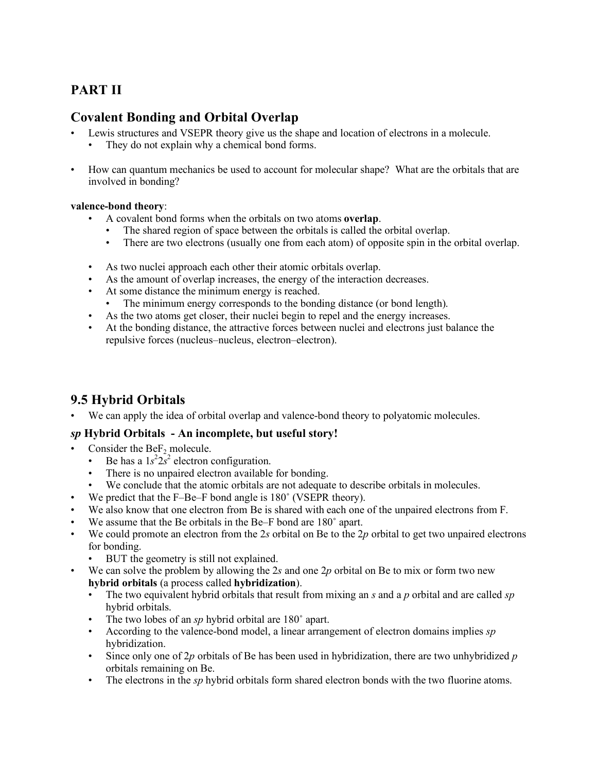## PART II

## Covalent Bonding and Orbital Overlap

- Lewis structures and VSEPR theory give us the shape and location of electrons in a molecule.
  - They do not explain why a chemical bond forms.
- How can quantum mechanics be used to account for molecular shape? What are the orbitals that are involved in bonding?

**valence-bond theory**:

- A covalent bond forms when the orbitals on two atoms **overlap**.
  - The shared region of space between the orbitals is called the orbital overlap.
  - There are two electrons (usually one from each atom) of opposite spin in the orbital overlap.
- As two nuclei approach each other their atomic orbitals overlap.
- As the amount of overlap increases, the energy of the interaction decreases.
- At some distance the minimum energy is reached.
  - The minimum energy corresponds to the bonding distance (or bond length).
- As the two atoms get closer, their nuclei begin to repel and the energy increases.
- At the bonding distance, the attractive forces between nuclei and electrons just balance the repulsive forces (nucleus–nucleus, electron–electron).

## 9.5 Hybrid Orbitals

- We can apply the idea of orbital overlap and valence-bond theory to polyatomic molecules.

### *sp* Hybrid Orbitals - An incomplete, but useful story!

- Consider the $BeF_2$ molecule.
  - Be has a $1s^2 2s^2$ electron configuration.
  - There is no unpaired electron available for bonding.
  - We conclude that the atomic orbitals are not adequate to describe orbitals in molecules.
- We predict that the F–Be–F bond angle is 180˚ (VSEPR theory).
- We also know that one electron from Be is shared with each one of the unpaired electrons from F.
- We assume that the Be orbitals in the Be–F bond are 180˚ apart.
- We could promote an electron from the 2*s* orbital on Be to the 2*p* orbital to get two unpaired electrons for bonding.
  - BUT the geometry is still not explained.
- We can solve the problem by allowing the 2*s* and one 2*p* orbital on Be to mix or form two new **hybrid orbitals** (a process called **hybridization**).
  - The two equivalent hybrid orbitals that result from mixing an *s* and a *p* orbital and are called *sp* hybrid orbitals.
  - The two lobes of an *sp* hybrid orbital are 180˚ apart.
  - According to the valence-bond model, a linear arrangement of electron domains implies *sp* hybridization.
  - Since only one of 2*p* orbitals of Be has been used in hybridization, there are two unhybridized *p* orbitals remaining on Be.
  - The electrons in the *sp* hybrid orbitals form shared electron bonds with the two fluorine atoms.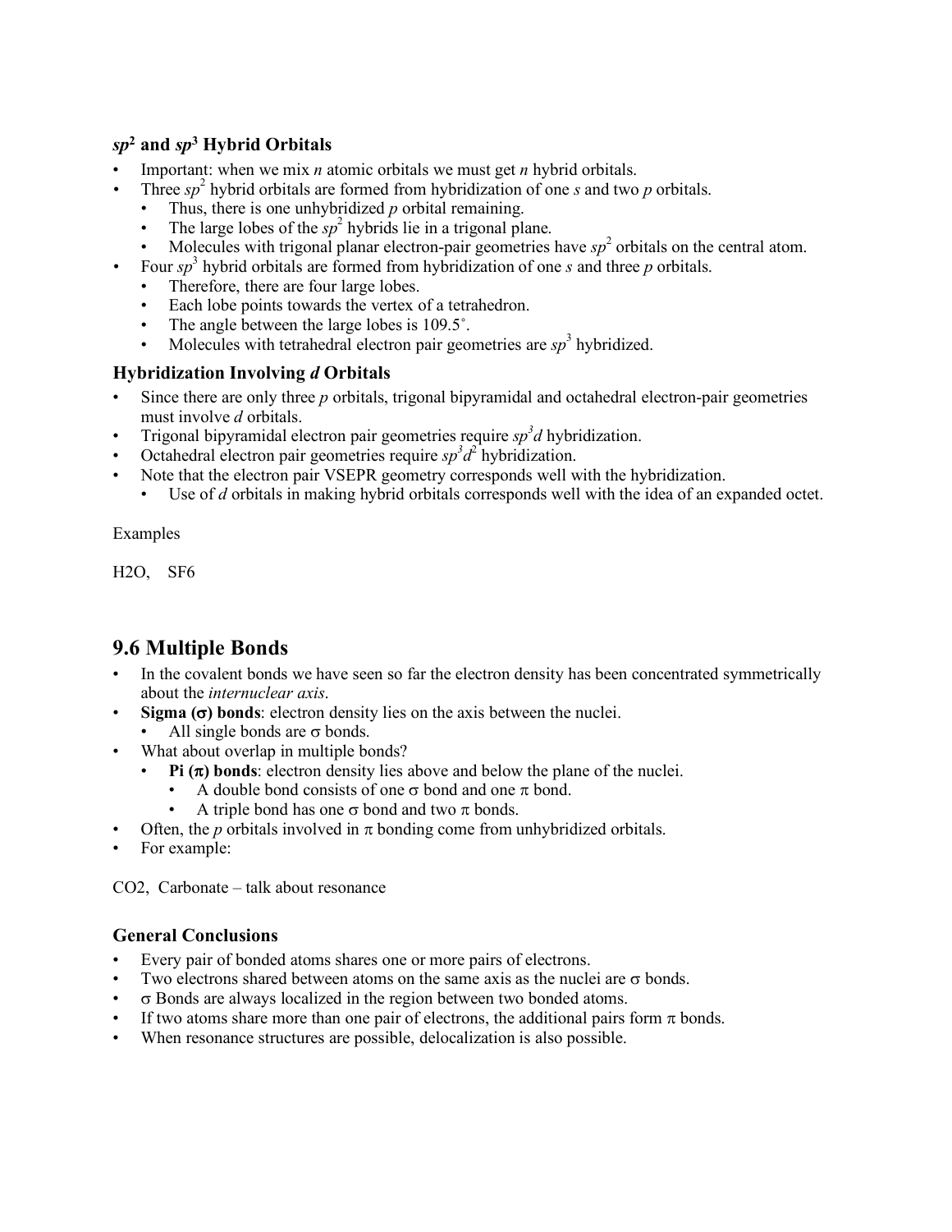### $sp^2$ and $sp^3$ Hybrid Orbitals

- Important: when we mix *n* atomic orbitals we must get *n* hybrid orbitals.
- Three $sp^2$ hybrid orbitals are formed from hybridization of one *s* and two *p* orbitals.
  - Thus, there is one unhybridized *p* orbital remaining.
  - The large lobes of the $sp^2$ hybrids lie in a trigonal plane.
  - Molecules with trigonal planar electron-pair geometries have $sp^2$ orbitals on the central atom.
- Four $sp^3$ hybrid orbitals are formed from hybridization of one *s* and three *p* orbitals.
  - Therefore, there are four large lobes.
  - Each lobe points towards the vertex of a tetrahedron.
  - The angle between the large lobes is 109.5˚.
  - Molecules with tetrahedral electron pair geometries are $sp^3$ hybridized.

### Hybridization Involving *d* Orbitals

- Since there are only three *p* orbitals, trigonal bipyramidal and octahedral electron-pair geometries must involve *d* orbitals.
- Trigonal bipyramidal electron pair geometries require $sp^3d$ hybridization.
- Octahedral electron pair geometries require $sp^3d^2$ hybridization.
- Note that the electron pair VSEPR geometry corresponds well with the hybridization.
  - Use of *d* orbitals in making hybrid orbitals corresponds well with the idea of an expanded octet.

Examples

H2O, SF6

## 9.6 Multiple Bonds

- In the covalent bonds we have seen so far the electron density has been concentrated symmetrically about the *internuclear axis*.
- **Sigma (σ) bonds**: electron density lies on the axis between the nuclei.
  - All single bonds are σ bonds.
- What about overlap in multiple bonds?
  - **Pi (π) bonds**: electron density lies above and below the plane of the nuclei.
    - A double bond consists of one σ bond and one π bond.
    - A triple bond has one σ bond and two π bonds.
- Often, the *p* orbitals involved in π bonding come from unhybridized orbitals.
- For example:

CO2, Carbonate – talk about resonance

### General Conclusions

- Every pair of bonded atoms shares one or more pairs of electrons.
- Two electrons shared between atoms on the same axis as the nuclei are σ bonds.
- σ Bonds are always localized in the region between two bonded atoms.
- If two atoms share more than one pair of electrons, the additional pairs form π bonds.
- When resonance structures are possible, delocalization is also possible.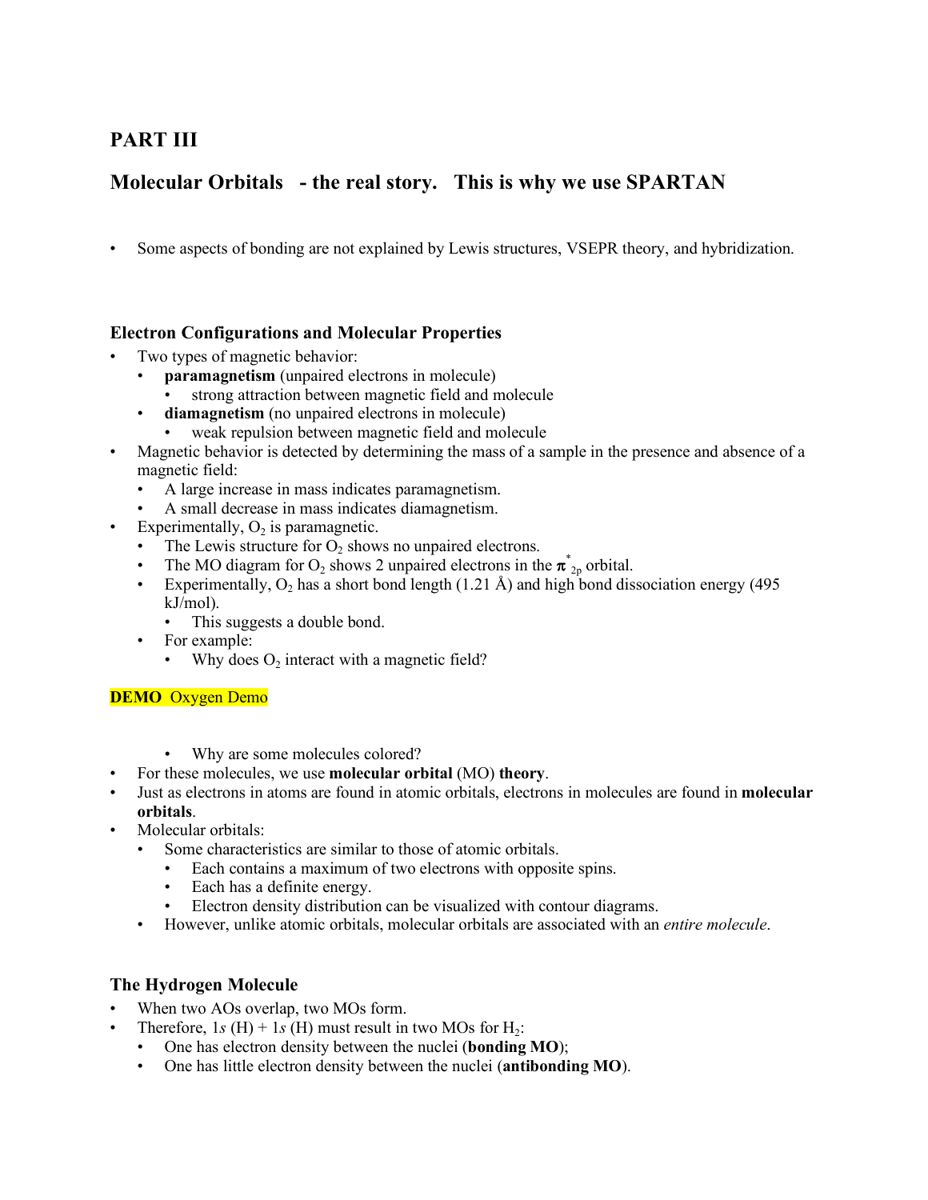# PART III

## Molecular Orbitals - the real story. This is why we use SPARTAN

- Some aspects of bonding are not explained by Lewis structures, VSEPR theory, and hybridization.

### Electron Configurations and Molecular Properties

- Two types of magnetic behavior:
  - **paramagnetism** (unpaired electrons in molecule)
    - strong attraction between magnetic field and molecule
  - **diamagnetism** (no unpaired electrons in molecule)
    - weak repulsion between magnetic field and molecule
- Magnetic behavior is detected by determining the mass of a sample in the presence and absence of a magnetic field:
  - A large increase in mass indicates paramagnetism.
  - A small decrease in mass indicates diamagnetism.
- Experimentally, $O_2$ is paramagnetic.
  - The Lewis structure for $O_2$ shows no unpaired electrons.
  - The MO diagram for $O_2$ shows 2 unpaired electrons in the $\pi^*_{2p}$ orbital.
  - Experimentally, $O_2$ has a short bond length (1.21 Å) and high bond dissociation energy (495 kJ/mol).
    - This suggests a double bond.
  - For example:
    - Why does $O_2$ interact with a magnetic field?

**DEMO** Oxygen Demo

- 
  - 
    - Why are some molecules colored?
- For these molecules, we use **molecular orbital** (MO) **theory**.
- Just as electrons in atoms are found in atomic orbitals, electrons in molecules are found in **molecular orbitals**.
- Molecular orbitals:
  - Some characteristics are similar to those of atomic orbitals.
    - Each contains a maximum of two electrons with opposite spins.
    - Each has a definite energy.
    - Electron density distribution can be visualized with contour diagrams.
  - However, unlike atomic orbitals, molecular orbitals are associated with an *entire molecule*.

### The Hydrogen Molecule

- When two AOs overlap, two MOs form.
- Therefore, 1*s* (H) + 1*s* (H) must result in two MOs for $H_2$:
  - One has electron density between the nuclei (**bonding MO**);
  - One has little electron density between the nuclei (**antibonding MO**).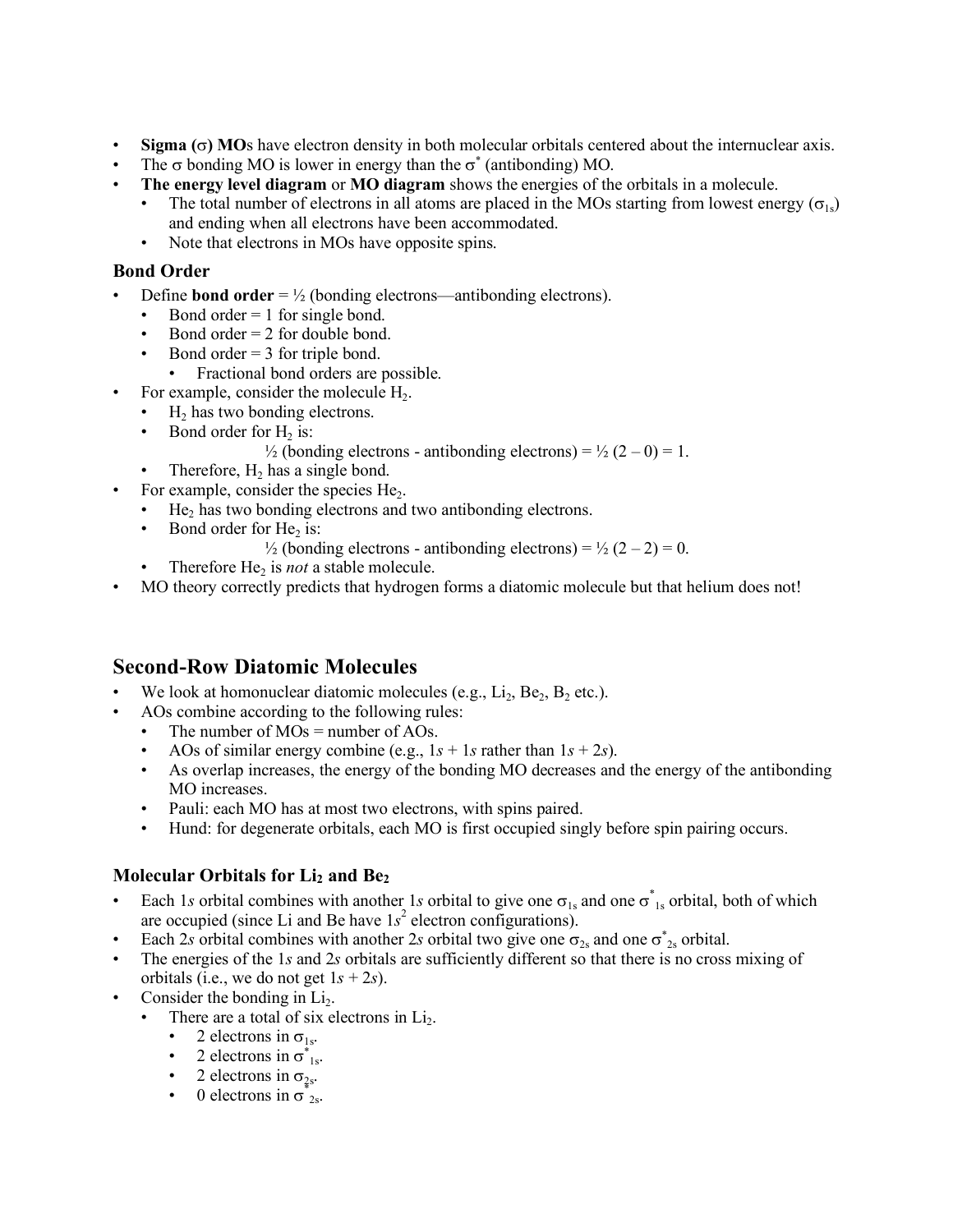- **Sigma (σ) MOs** have electron density in both molecular orbitals centered about the internuclear axis.
- The σ bonding MO is lower in energy than the $\sigma^*$ (antibonding) MO.
- **The energy level diagram** or **MO diagram** shows the energies of the orbitals in a molecule.
  - The total number of electrons in all atoms are placed in the MOs starting from lowest energy ($\sigma_{1s}$) and ending when all electrons have been accommodated.
  - Note that electrons in MOs have opposite spins.

### Bond Order

- Define **bond order** = ½ (bonding electrons—antibonding electrons).
  - Bond order = 1 for single bond.
  - Bond order = 2 for double bond.
  - Bond order = 3 for triple bond.
    - Fractional bond orders are possible.
- For example, consider the molecule $H_2$.
  - $H_2$ has two bonding electrons.
  - Bond order for $H_2$ is:

    ½ (bonding electrons - antibonding electrons) = ½ (2 – 0) = 1.
  - Therefore, $H_2$ has a single bond.
- For example, consider the species $He_2$.
  - $He_2$ has two bonding electrons and two antibonding electrons.
  - Bond order for $He_2$ is:

    ½ (bonding electrons - antibonding electrons) = ½ (2 – 2) = 0.
  - Therefore $He_2$ is *not* a stable molecule.
- MO theory correctly predicts that hydrogen forms a diatomic molecule but that helium does not!

## Second-Row Diatomic Molecules

- We look at homonuclear diatomic molecules (e.g., $Li_2$, $Be_2$, $B_2$ etc.).
- AOs combine according to the following rules:
  - The number of MOs = number of AOs.
  - AOs of similar energy combine (e.g., 1*s* + 1*s* rather than 1*s* + 2*s*).
  - As overlap increases, the energy of the bonding MO decreases and the energy of the antibonding MO increases.
  - Pauli: each MO has at most two electrons, with spins paired.
  - Hund: for degenerate orbitals, each MO is first occupied singly before spin pairing occurs.

### Molecular Orbitals for $Li_2$ and $Be_2$

- Each 1*s* orbital combines with another 1*s* orbital to give one $\sigma_{1s}$ and one $\sigma^*_{1s}$ orbital, both of which are occupied (since Li and Be have $1s^2$ electron configurations).
- Each 2*s* orbital combines with another 2*s* orbital two give one $\sigma_{2s}$ and one $\sigma^*_{2s}$ orbital.
- The energies of the 1*s* and 2*s* orbitals are sufficiently different so that there is no cross mixing of orbitals (i.e., we do not get 1*s* + 2*s*).
- Consider the bonding in $Li_2$.
  - There are a total of six electrons in $Li_2$.
    - 2 electrons in $\sigma_{1s}$.
    - 2 electrons in $\sigma^*_{1s}$.
    - 2 electrons in $\sigma_{2s}$.
    - 0 electrons in $\sigma^*_{2s}$.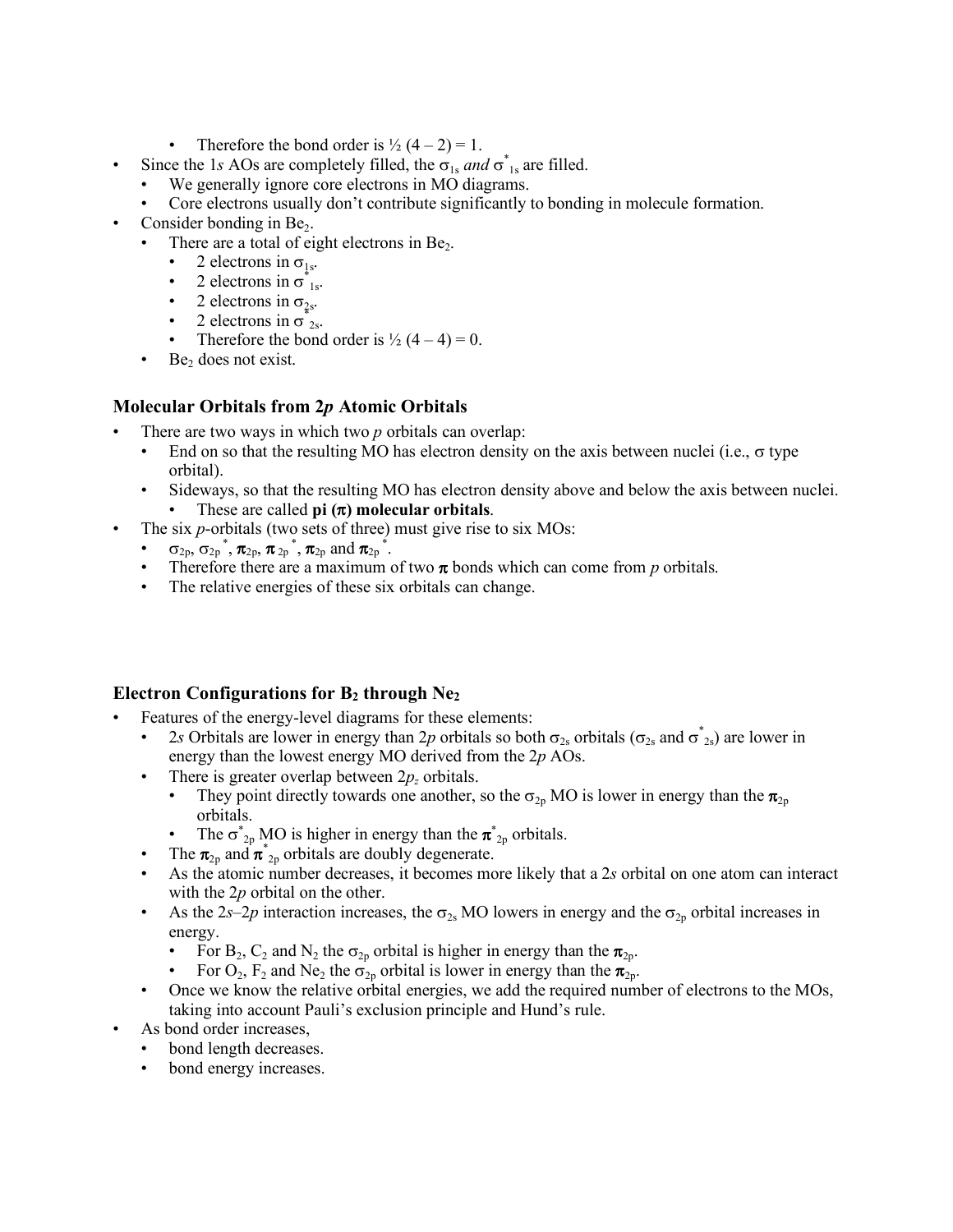- Therefore the bond order is ½ (4 – 2) = 1.
- Since the 1*s* AOs are completely filled, the $\sigma_{1s}$ *and* $\sigma^*_{1s}$ are filled.
  - We generally ignore core electrons in MO diagrams.
  - Core electrons usually don't contribute significantly to bonding in molecule formation.
- Consider bonding in $Be_2$.
  - There are a total of eight electrons in $Be_2$.
    - 2 electrons in $\sigma_{1s}$.
    - 2 electrons in $\sigma^*_{1s}$.
    - 2 electrons in $\sigma_{2s}$.
    - 2 electrons in $\sigma^*_{2s}$.
    - Therefore the bond order is ½ (4 – 4) = 0.
  - $Be_2$ does not exist.

### Molecular Orbitals from 2*p* Atomic Orbitals

- There are two ways in which two *p* orbitals can overlap:
  - End on so that the resulting MO has electron density on the axis between nuclei (i.e., σ type orbital).
  - Sideways, so that the resulting MO has electron density above and below the axis between nuclei.
    - These are called **pi (π) molecular orbitals**.
- The six *p*-orbitals (two sets of three) must give rise to six MOs:
  - $\sigma_{2p}$, $\sigma_{2p}^*$, $\pi_{2p}$, $\pi_{2p}^*$, $\pi_{2p}$ and $\pi_{2p}^*$.
  - Therefore there are a maximum of two **π** bonds which can come from *p* orbitals.
  - The relative energies of these six orbitals can change.

### Electron Configurations for $B_2$ through $Ne_2$

- Features of the energy-level diagrams for these elements:
  - 2*s* Orbitals are lower in energy than 2*p* orbitals so both $\sigma_{2s}$ orbitals ($\sigma_{2s}$ and $\sigma^*_{2s}$) are lower in energy than the lowest energy MO derived from the 2*p* AOs.
  - There is greater overlap between $2p_z$ orbitals.
    - They point directly towards one another, so the $\sigma_{2p}$ MO is lower in energy than the $\pi_{2p}$ orbitals.
    - The $\sigma^*_{2p}$ MO is higher in energy than the $\pi^*_{2p}$ orbitals.
  - The $\pi_{2p}$ and $\pi^*_{2p}$ orbitals are doubly degenerate.
  - As the atomic number decreases, it becomes more likely that a 2*s* orbital on one atom can interact with the 2*p* orbital on the other.
  - As the 2*s*–2*p* interaction increases, the $\sigma_{2s}$ MO lowers in energy and the $\sigma_{2p}$ orbital increases in energy.
    - For $B_2$, $C_2$ and $N_2$ the $\sigma_{2p}$ orbital is higher in energy than the $\pi_{2p}$.
    - For $O_2$, $F_2$ and $Ne_2$ the $\sigma_{2p}$ orbital is lower in energy than the $\pi_{2p}$.
  - Once we know the relative orbital energies, we add the required number of electrons to the MOs, taking into account Pauli's exclusion principle and Hund's rule.
- As bond order increases,
  - bond length decreases.
  - bond energy increases.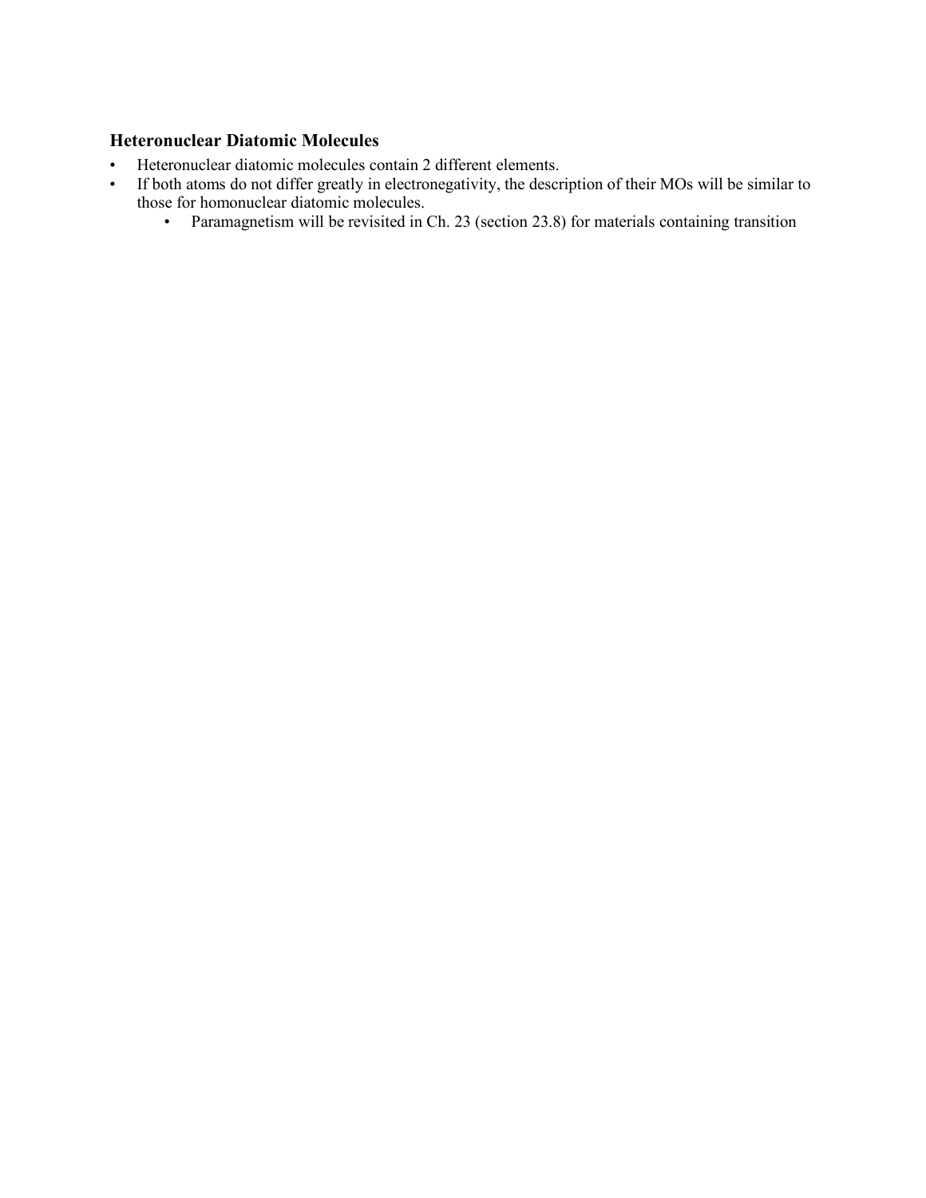### Heteronuclear Diatomic Molecules

- Heteronuclear diatomic molecules contain 2 different elements.
- If both atoms do not differ greatly in electronegativity, the description of their MOs will be similar to those for homonuclear diatomic molecules.
    - Paramagnetism will be revisited in Ch. 23 (section 23.8) for materials containing transition